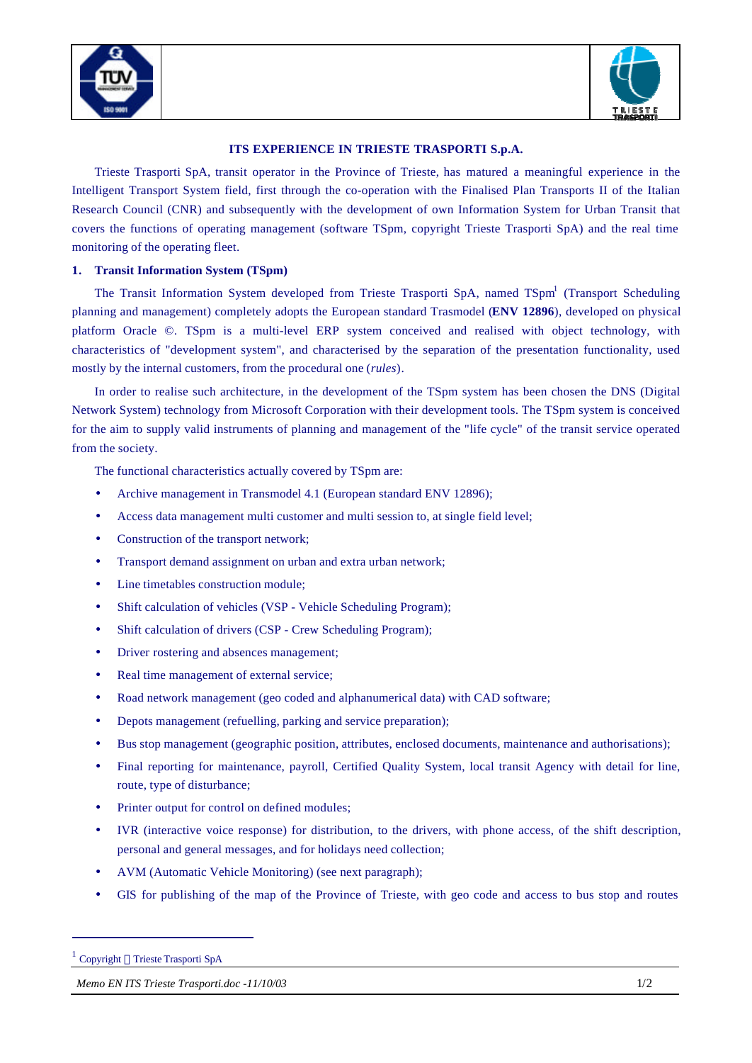# ITS EXPERIENCE IN TRIESTE TRASPORTI S.p.A.

Trieste Trasporti SpA, transit operator in the Province of Trieste, has matured a meaningful experience in the Intelligent Transport System field, first through the co-operation with the Finalised Plan Transports II of the Italian Research Council (CNR) and subsequently with the development of own Information System for Urban Transit that covers the functions of operating management (software TSpm, copyright Trieste Trasporti SpA) and the real time monitoring of the operating fleet.

## 1. Transit Information System (TSpm)

The Transit Information System developed from Trieste Trasporti SpA, named TSpm[1] (Transport Scheduling planning and management) completely adopts the European standard Trasmodel (**ENV 12896**), developed on physical platform Oracle ©. TSpm is a multi-level ERP system conceived and realised with object technology, with characteristics of "development system", and characterised by the separation of the presentation functionality, used mostly by the internal customers, from the procedural one (*rules*).

In order to realise such architecture, in the development of the TSpm system has been chosen the DNS (Digital Network System) technology from Microsoft Corporation with their development tools. The TSpm system is conceived for the aim to supply valid instruments of planning and management of the "life cycle" of the transit service operated from the society.

The functional characteristics actually covered by TSpm are:

- Archive management in Transmodel 4.1 (European standard ENV 12896);
- Access data management multi customer and multi session to, at single field level;
- Construction of the transport network;
- Transport demand assignment on urban and extra urban network;
- Line timetables construction module;
- Shift calculation of vehicles (VSP - Vehicle Scheduling Program);
- Shift calculation of drivers (CSP - Crew Scheduling Program);
- Driver rostering and absences management;
- Real time management of external service;
- Road network management (geo coded and alphanumerical data) with CAD software;
- Depots management (refuelling, parking and service preparation);
- Bus stop management (geographic position, attributes, enclosed documents, maintenance and authorisations);
- Final reporting for maintenance, payroll, Certified Quality System, local transit Agency with detail for line, route, type of disturbance;
- Printer output for control on defined modules;
- IVR (interactive voice response) for distribution, to the drivers, with phone access, of the shift description, personal and general messages, and for holidays need collection;
- AVM (Automatic Vehicle Monitoring) (see next paragraph);
- GIS for publishing of the map of the Province of Trieste, with geo code and access to bus stop and routes

[1] Copyright © Trieste Trasporti SpA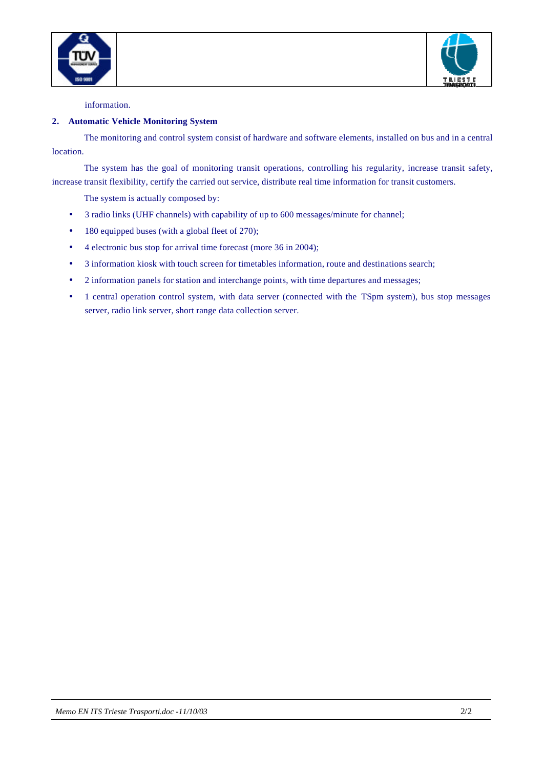information.

## 2. Automatic Vehicle Monitoring System

The monitoring and control system consist of hardware and software elements, installed on bus and in a central location.

The system has the goal of monitoring transit operations, controlling his regularity, increase transit safety, increase transit flexibility, certify the carried out service, distribute real time information for transit customers.

The system is actually composed by:

- 3 radio links (UHF channels) with capability of up to 600 messages/minute for channel;
- 180 equipped buses (with a global fleet of 270);
- 4 electronic bus stop for arrival time forecast (more 36 in 2004);
- 3 information kiosk with touch screen for timetables information, route and destinations search;
- 2 information panels for station and interchange points, with time departures and messages;
- 1 central operation control system, with data server (connected with the TSpm system), bus stop messages server, radio link server, short range data collection server.